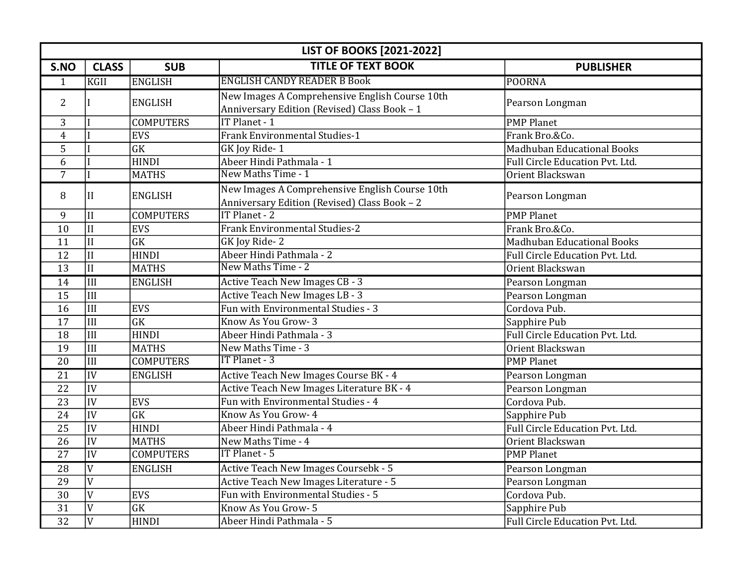| LIST OF BOOKS [2021-2022] | | | | |
|---|---|---|---|---|
| **S.NO** | **CLASS** | **SUB** | **TITLE OF TEXT BOOK** | **PUBLISHER** |
| 1 | KGII | ENGLISH | ENGLISH CANDY READER B Book | POORNA |
| 2 | I | ENGLISH | New Images A Comprehensive English Course 10th Anniversary Edition (Revised) Class Book – 1 | Pearson Longman |
| 3 | I | COMPUTERS | IT Planet - 1 | PMP Planet |
| 4 | I | EVS | Frank Environmental Studies-1 | Frank Bro.&Co. |
| 5 | I | GK | GK Joy Ride- 1 | Madhuban Educational Books |
| 6 | I | HINDI | Abeer Hindi Pathmala - 1 | Full Circle Education Pvt. Ltd. |
| 7 | I | MATHS | New Maths Time - 1 | Orient Blackswan |
| 8 | II | ENGLISH | New Images A Comprehensive English Course 10th Anniversary Edition (Revised) Class Book – 2 | Pearson Longman |
| 9 | II | COMPUTERS | IT Planet - 2 | PMP Planet |
| 10 | II | EVS | Frank Environmental Studies-2 | Frank Bro.&Co. |
| 11 | II | GK | GK Joy Ride- 2 | Madhuban Educational Books |
| 12 | II | HINDI | Abeer Hindi Pathmala - 2 | Full Circle Education Pvt. Ltd. |
| 13 | II | MATHS | New Maths Time - 2 | Orient Blackswan |
| 14 | III | ENGLISH | Active Teach New Images CB - 3 | Pearson Longman |
| 15 | III | | Active Teach New Images LB - 3 | Pearson Longman |
| 16 | III | EVS | Fun with Environmental Studies - 3 | Cordova Pub. |
| 17 | III | GK | Know As You Grow- 3 | Sapphire Pub |
| 18 | III | HINDI | Abeer Hindi Pathmala - 3 | Full Circle Education Pvt. Ltd. |
| 19 | III | MATHS | New Maths Time - 3 | Orient Blackswan |
| 20 | III | COMPUTERS | IT Planet - 3 | PMP Planet |
| 21 | IV | ENGLISH | Active Teach New Images Course BK - 4 | Pearson Longman |
| 22 | IV | | Active Teach New Images Literature BK - 4 | Pearson Longman |
| 23 | IV | EVS | Fun with Environmental Studies - 4 | Cordova Pub. |
| 24 | IV | GK | Know As You Grow- 4 | Sapphire Pub |
| 25 | IV | HINDI | Abeer Hindi Pathmala - 4 | Full Circle Education Pvt. Ltd. |
| 26 | IV | MATHS | New Maths Time - 4 | Orient Blackswan |
| 27 | IV | COMPUTERS | IT Planet - 5 | PMP Planet |
| 28 | V | ENGLISH | Active Teach New Images Coursebk - 5 | Pearson Longman |
| 29 | V | | Active Teach New Images Literature - 5 | Pearson Longman |
| 30 | V | EVS | Fun with Environmental Studies - 5 | Cordova Pub. |
| 31 | V | GK | Know As You Grow- 5 | Sapphire Pub |
| 32 | V | HINDI | Abeer Hindi Pathmala - 5 | Full Circle Education Pvt. Ltd. |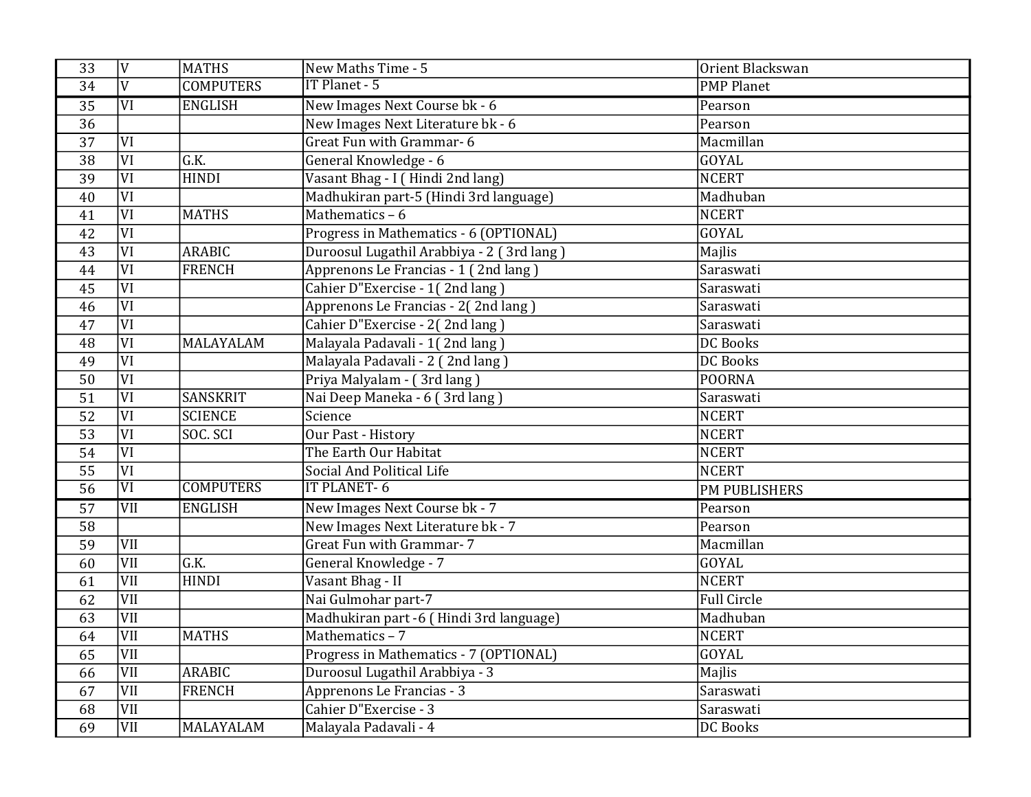| 33 | V | MATHS | New Maths Time - 5 | Orient Blackswan |
|---|---|---|---|---|
| 34 | V | COMPUTERS | IT Planet - 5 | PMP Planet |
| 35 | VI | ENGLISH | New Images Next Course bk - 6 | Pearson |
| 36 | | | New Images Next Literature bk - 6 | Pearson |
| 37 | VI | | Great Fun with Grammar- 6 | Macmillan |
| 38 | VI | G.K. | General Knowledge - 6 | GOYAL |
| 39 | VI | HINDI | Vasant Bhag - I ( Hindi 2nd lang) | NCERT |
| 40 | VI | | Madhukiran part-5 (Hindi 3rd language) | Madhuban |
| 41 | VI | MATHS | Mathematics – 6 | NCERT |
| 42 | VI | | Progress in Mathematics - 6 (OPTIONAL) | GOYAL |
| 43 | VI | ARABIC | Duroosul Lugathil Arabbiya - 2 ( 3rd lang ) | Majlis |
| 44 | VI | FRENCH | Apprenons Le Francias - 1 ( 2nd lang ) | Saraswati |
| 45 | VI | | Cahier D"Exercise - 1( 2nd lang ) | Saraswati |
| 46 | VI | | Apprenons Le Francias - 2( 2nd lang ) | Saraswati |
| 47 | VI | | Cahier D"Exercise - 2( 2nd lang ) | Saraswati |
| 48 | VI | MALAYALAM | Malayala Padavali - 1( 2nd lang ) | DC Books |
| 49 | VI | | Malayala Padavali - 2 ( 2nd lang ) | DC Books |
| 50 | VI | | Priya Malyalam - ( 3rd lang ) | POORNA |
| 51 | VI | SANSKRIT | Nai Deep Maneka - 6 ( 3rd lang ) | Saraswati |
| 52 | VI | SCIENCE | Science | NCERT |
| 53 | VI | SOC. SCI | Our Past - History | NCERT |
| 54 | VI | | The Earth Our Habitat | NCERT |
| 55 | VI | | Social And Political Life | NCERT |
| 56 | VI | COMPUTERS | IT PLANET- 6 | PM PUBLISHERS |
| 57 | VII | ENGLISH | New Images Next Course bk - 7 | Pearson |
| 58 | | | New Images Next Literature bk - 7 | Pearson |
| 59 | VII | | Great Fun with Grammar- 7 | Macmillan |
| 60 | VII | G.K. | General Knowledge - 7 | GOYAL |
| 61 | VII | HINDI | Vasant Bhag - II | NCERT |
| 62 | VII | | Nai Gulmohar part-7 | Full Circle |
| 63 | VII | | Madhukiran part -6 ( Hindi 3rd language) | Madhuban |
| 64 | VII | MATHS | Mathematics – 7 | NCERT |
| 65 | VII | | Progress in Mathematics - 7 (OPTIONAL) | GOYAL |
| 66 | VII | ARABIC | Duroosul Lugathil Arabbiya - 3 | Majlis |
| 67 | VII | FRENCH | Apprenons Le Francias - 3 | Saraswati |
| 68 | VII | | Cahier D"Exercise - 3 | Saraswati |
| 69 | VII | MALAYALAM | Malayala Padavali - 4 | DC Books |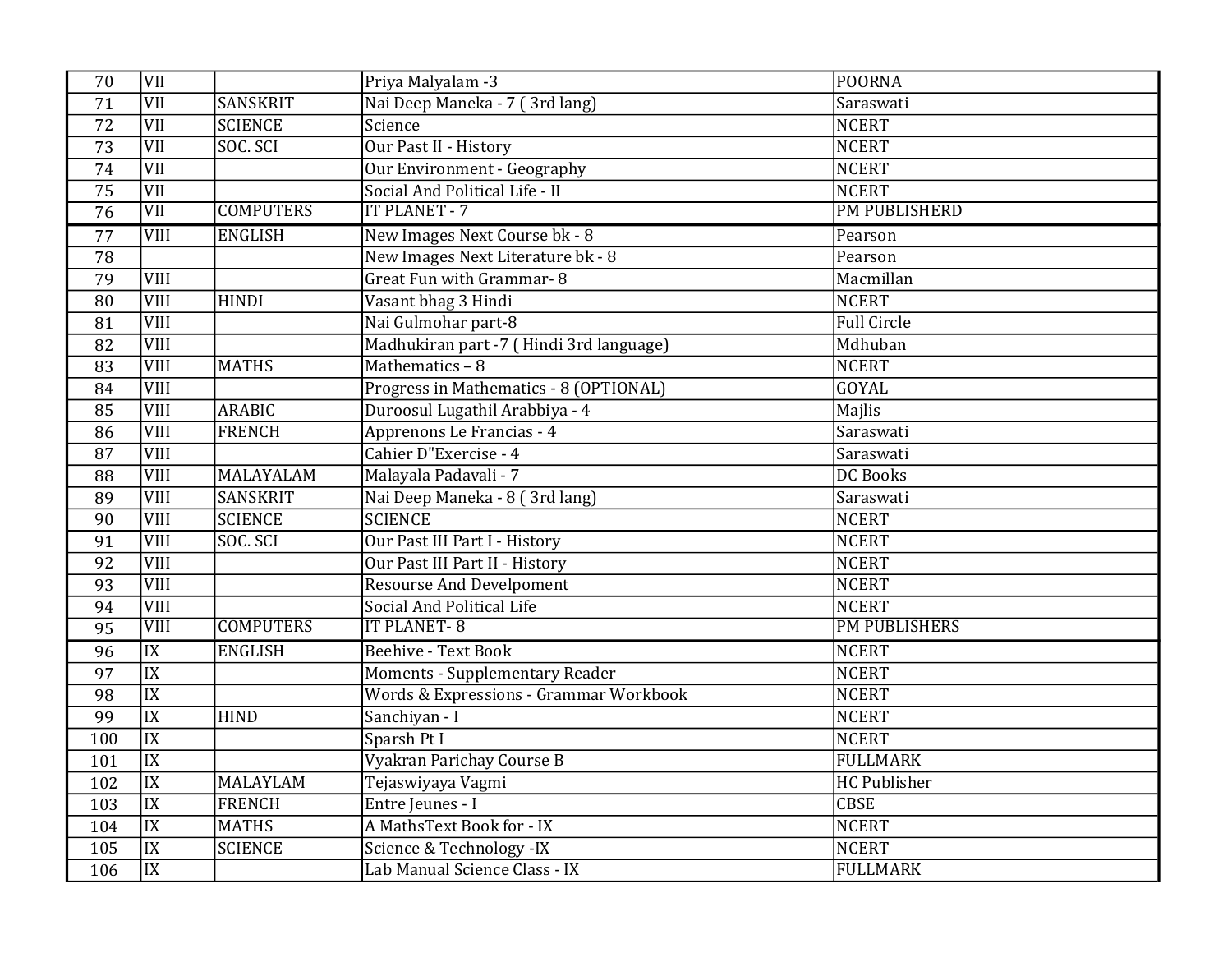| 70 | VII | | Priya Malyalam -3 | POORNA |
|---|---|---|---|---|
| 71 | VII | SANSKRIT | Nai Deep Maneka - 7 ( 3rd lang) | Saraswati |
| 72 | VII | SCIENCE | Science | NCERT |
| 73 | VII | SOC. SCI | Our Past II - History | NCERT |
| 74 | VII | | Our Environment - Geography | NCERT |
| 75 | VII | | Social And Political Life - II | NCERT |
| 76 | VII | COMPUTERS | IT PLANET - 7 | PM PUBLISHERD |
| 77 | VIII | ENGLISH | New Images Next Course bk - 8 | Pearson |
| 78 | | | New Images Next Literature bk - 8 | Pearson |
| 79 | VIII | | Great Fun with Grammar- 8 | Macmillan |
| 80 | VIII | HINDI | Vasant bhag 3 Hindi | NCERT |
| 81 | VIII | | Nai Gulmohar part-8 | Full Circle |
| 82 | VIII | | Madhukiran part -7 ( Hindi 3rd language) | Mdhuban |
| 83 | VIII | MATHS | Mathematics – 8 | NCERT |
| 84 | VIII | | Progress in Mathematics - 8 (OPTIONAL) | GOYAL |
| 85 | VIII | ARABIC | Duroosul Lugathil Arabbiya - 4 | Majlis |
| 86 | VIII | FRENCH | Apprenons Le Francias - 4 | Saraswati |
| 87 | VIII | | Cahier D"Exercise - 4 | Saraswati |
| 88 | VIII | MALAYALAM | Malayala Padavali - 7 | DC Books |
| 89 | VIII | SANSKRIT | Nai Deep Maneka - 8 ( 3rd lang) | Saraswati |
| 90 | VIII | SCIENCE | SCIENCE | NCERT |
| 91 | VIII | SOC. SCI | Our Past III Part I - History | NCERT |
| 92 | VIII | | Our Past III Part II - History | NCERT |
| 93 | VIII | | Resourse And Develpoment | NCERT |
| 94 | VIII | | Social And Political Life | NCERT |
| 95 | VIII | COMPUTERS | IT PLANET- 8 | PM PUBLISHERS |
| 96 | IX | ENGLISH | Beehive - Text Book | NCERT |
| 97 | IX | | Moments - Supplementary Reader | NCERT |
| 98 | IX | | Words & Expressions - Grammar Workbook | NCERT |
| 99 | IX | HIND | Sanchiyan - I | NCERT |
| 100 | IX | | Sparsh Pt I | NCERT |
| 101 | IX | | Vyakran Parichay Course B | FULLMARK |
| 102 | IX | MALAYLAM | Tejaswiyaya Vagmi | HC Publisher |
| 103 | IX | FRENCH | Entre Jeunes - I | CBSE |
| 104 | IX | MATHS | A MathsText Book for - IX | NCERT |
| 105 | IX | SCIENCE | Science & Technology -IX | NCERT |
| 106 | IX | | Lab Manual Science Class - IX | FULLMARK |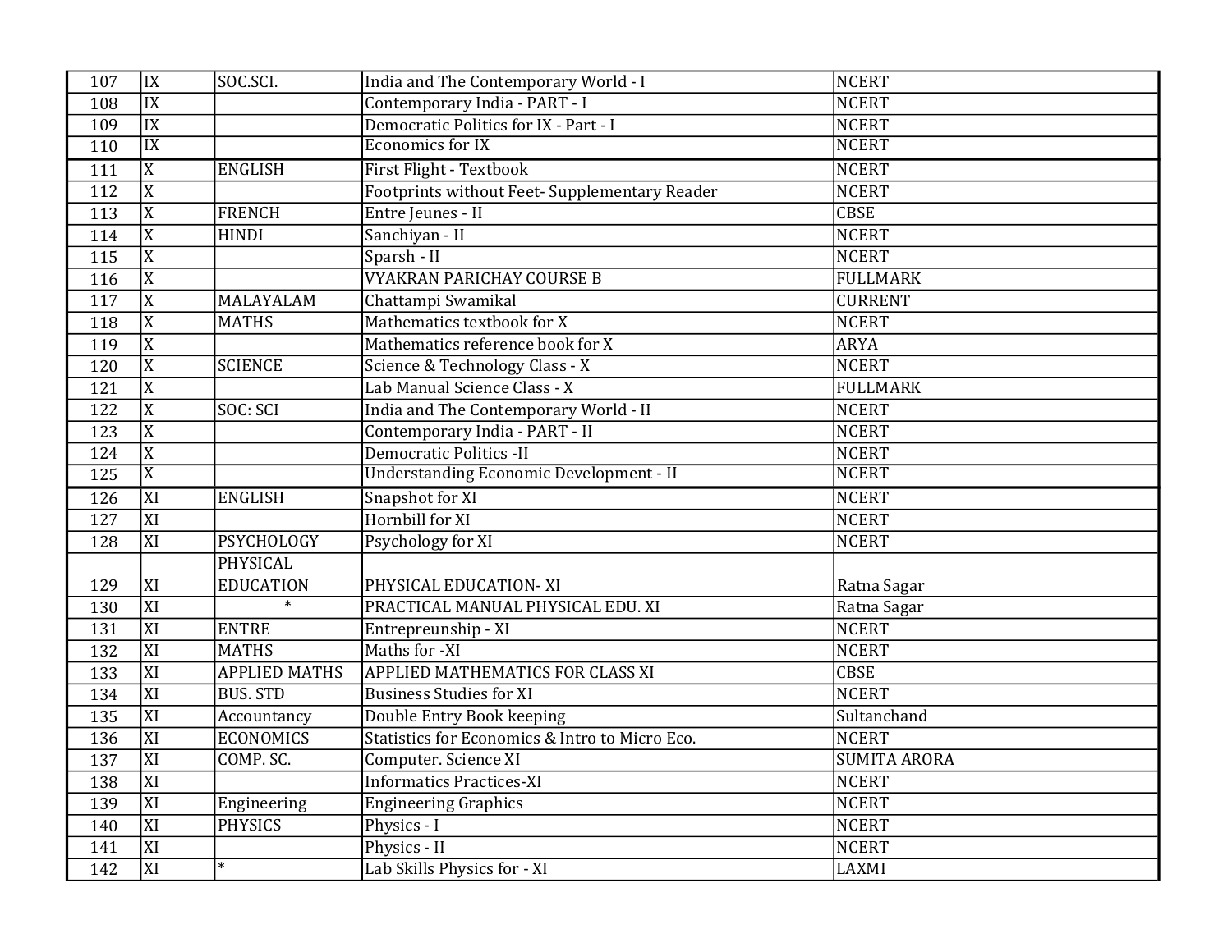| | | | | |
|---|---|---|---|---|
| 107 | IX | SOC.SCI. | India and The Contemporary World - I | NCERT |
| 108 | IX | | Contemporary India - PART - I | NCERT |
| 109 | IX | | Democratic Politics for IX - Part - I | NCERT |
| 110 | IX | | Economics for IX | NCERT |
| 111 | X | ENGLISH | First Flight - Textbook | NCERT |
| 112 | X | | Footprints without Feet- Supplementary Reader | NCERT |
| 113 | X | FRENCH | Entre Jeunes - II | CBSE |
| 114 | X | HINDI | Sanchiyan - II | NCERT |
| 115 | X | | Sparsh - II | NCERT |
| 116 | X | | VYAKRAN PARICHAY COURSE B | FULLMARK |
| 117 | X | MALAYALAM | Chattampi Swamikal | CURRENT |
| 118 | X | MATHS | Mathematics textbook for X | NCERT |
| 119 | X | | Mathematics reference book for X | ARYA |
| 120 | X | SCIENCE | Science & Technology Class - X | NCERT |
| 121 | X | | Lab Manual Science Class - X | FULLMARK |
| 122 | X | SOC: SCI | India and The Contemporary World - II | NCERT |
| 123 | X | | Contemporary India - PART - II | NCERT |
| 124 | X | | Democratic Politics -II | NCERT |
| 125 | X | | Understanding Economic Development - II | NCERT |
| 126 | XI | ENGLISH | Snapshot for XI | NCERT |
| 127 | XI | | Hornbill for XI | NCERT |
| 128 | XI | PSYCHOLOGY | Psychology for XI | NCERT |
| 129 | XI | PHYSICAL EDUCATION | PHYSICAL EDUCATION- XI | Ratna Sagar |
| 130 | XI | * | PRACTICAL MANUAL PHYSICAL EDU. XI | Ratna Sagar |
| 131 | XI | ENTRE | Entrepreunship - XI | NCERT |
| 132 | XI | MATHS | Maths for -XI | NCERT |
| 133 | XI | APPLIED MATHS | APPLIED MATHEMATICS FOR CLASS XI | CBSE |
| 134 | XI | BUS. STD | Business Studies for XI | NCERT |
| 135 | XI | Accountancy | Double Entry Book keeping | Sultanchand |
| 136 | XI | ECONOMICS | Statistics for Economics & Intro to Micro Eco. | NCERT |
| 137 | XI | COMP. SC. | Computer. Science XI | SUMITA ARORA |
| 138 | XI | | Informatics Practices-XI | NCERT |
| 139 | XI | Engineering | Engineering Graphics | NCERT |
| 140 | XI | PHYSICS | Physics - I | NCERT |
| 141 | XI | | Physics - II | NCERT |
| 142 | XI | * | Lab Skills Physics for - XI | LAXMI |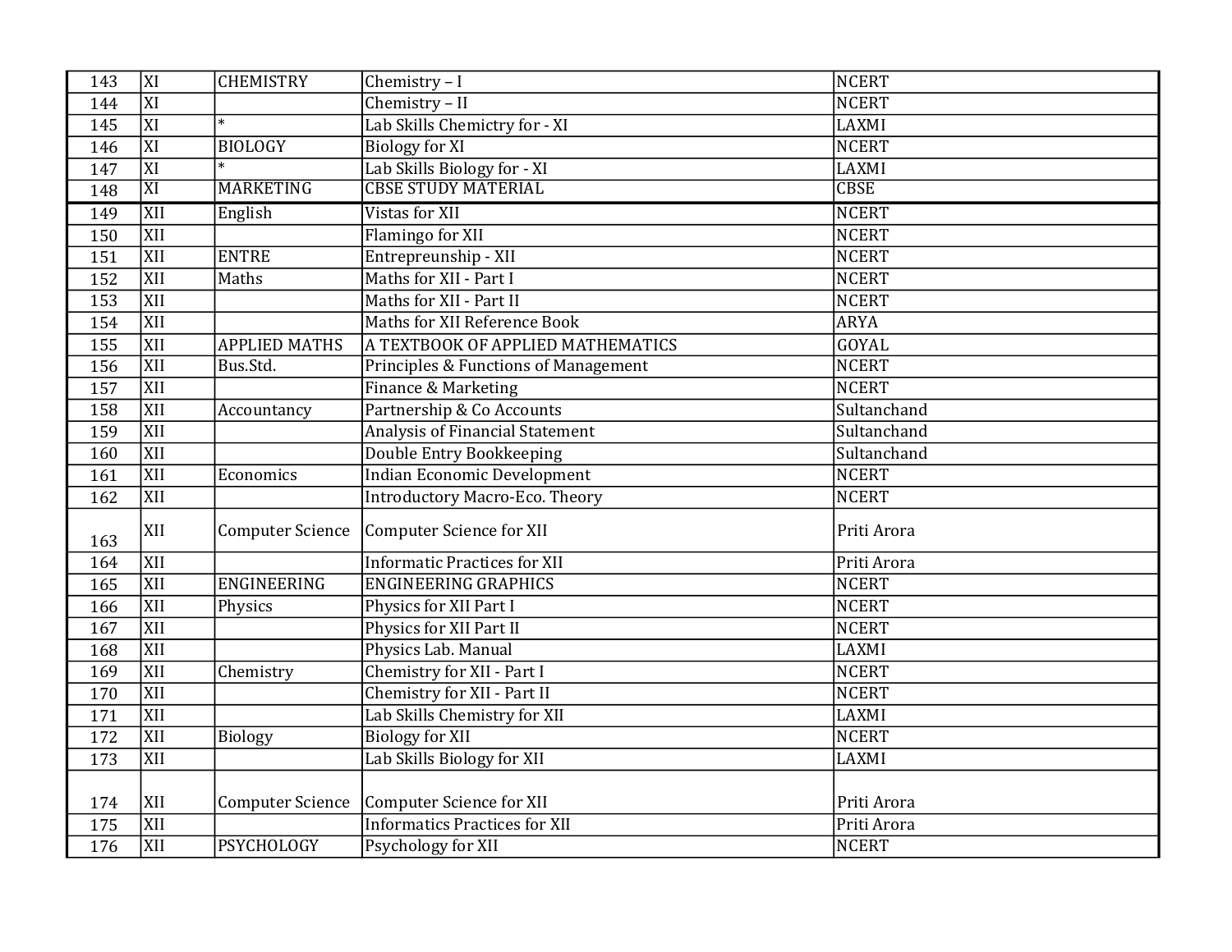| 143 | XI | CHEMISTRY | Chemistry – I | NCERT |
|---|---|---|---|---|
| 144 | XI | | Chemistry – II | NCERT |
| 145 | XI | * | Lab Skills Chemictry for - XI | LAXMI |
| 146 | XI | BIOLOGY | Biology for XI | NCERT |
| 147 | XI | * | Lab Skills Biology for - XI | LAXMI |
| 148 | XI | MARKETING | CBSE STUDY MATERIAL | CBSE |
| 149 | XII | English | Vistas for XII | NCERT |
| 150 | XII | | Flamingo for XII | NCERT |
| 151 | XII | ENTRE | Entrepreunship - XII | NCERT |
| 152 | XII | Maths | Maths for XII - Part I | NCERT |
| 153 | XII | | Maths for XII - Part II | NCERT |
| 154 | XII | | Maths for XII Reference Book | ARYA |
| 155 | XII | APPLIED MATHS | A TEXTBOOK OF APPLIED MATHEMATICS | GOYAL |
| 156 | XII | Bus.Std. | Principles & Functions of Management | NCERT |
| 157 | XII | | Finance & Marketing | NCERT |
| 158 | XII | Accountancy | Partnership & Co Accounts | Sultanchand |
| 159 | XII | | Analysis of Financial Statement | Sultanchand |
| 160 | XII | | Double Entry Bookkeeping | Sultanchand |
| 161 | XII | Economics | Indian Economic Development | NCERT |
| 162 | XII | | Introductory Macro-Eco. Theory | NCERT |
| 163 | XII | Computer Science | Computer Science for XII | Priti Arora |
| 164 | XII | | Informatic Practices for XII | Priti Arora |
| 165 | XII | ENGINEERING | ENGINEERING GRAPHICS | NCERT |
| 166 | XII | Physics | Physics for XII Part I | NCERT |
| 167 | XII | | Physics for XII Part II | NCERT |
| 168 | XII | | Physics Lab. Manual | LAXMI |
| 169 | XII | Chemistry | Chemistry for XII - Part I | NCERT |
| 170 | XII | | Chemistry for XII - Part II | NCERT |
| 171 | XII | | Lab Skills Chemistry for XII | LAXMI |
| 172 | XII | Biology | Biology for XII | NCERT |
| 173 | XII | | Lab Skills Biology for XII | LAXMI |
| 174 | XII | Computer Science | Computer Science for XII | Priti Arora |
| 175 | XII | | Informatics Practices for XII | Priti Arora |
| 176 | XII | PSYCHOLOGY | Psychology for XII | NCERT |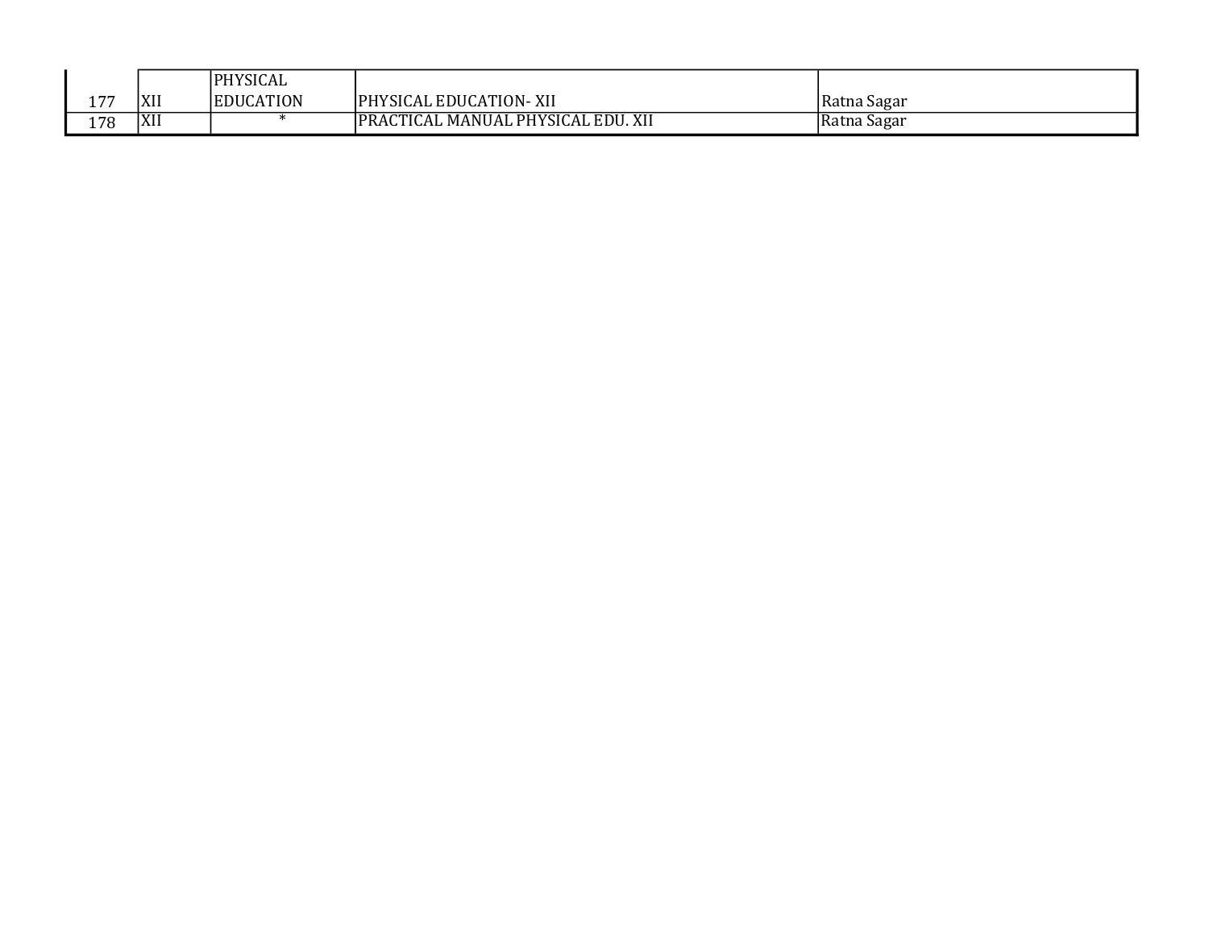| | | | | |
|---|---|---|---|---|
| 177 | XII | PHYSICAL EDUCATION | PHYSICAL EDUCATION- XII | Ratna Sagar |
| 178 | XII | * | PRACTICAL MANUAL PHYSICAL EDU. XII | Ratna Sagar |